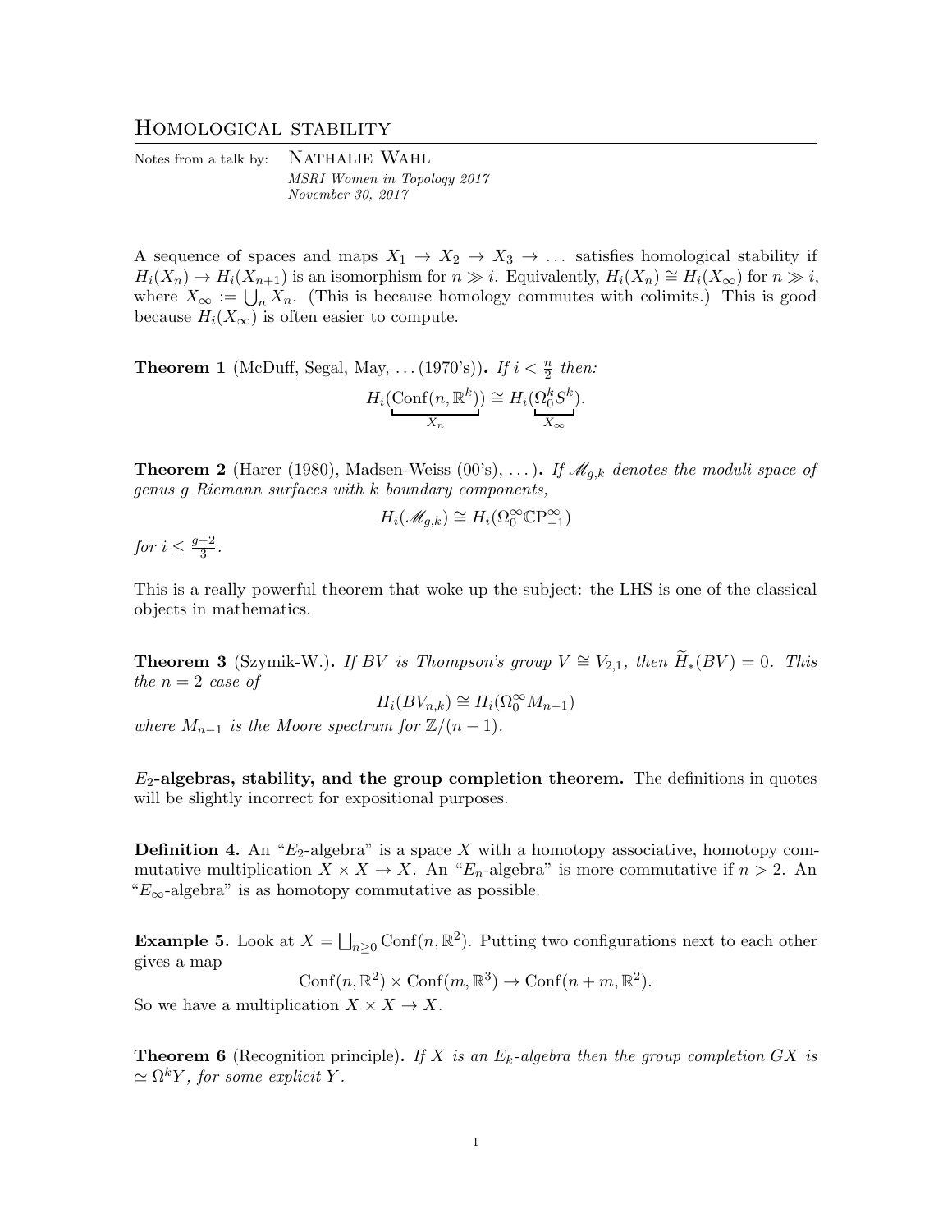# Homological stability

Notes from a talk by: Nathalie Wahl
*MSRI Women in Topology 2017*
*November 30, 2017*

A sequence of spaces and maps $X_1 \to X_2 \to X_3 \to \dots$ satisfies homological stability if $H_i(X_n) \to H_i(X_{n+1})$ is an isomorphism for $n \gg i$. Equivalently, $H_i(X_n) \cong H_i(X_\infty)$ for $n \gg i$, where $X_\infty := \bigcup_n X_n$. (This is because homology commutes with colimits.) This is good because $H_i(X_\infty)$ is often easier to compute.

**Theorem 1** (McDuff, Segal, May, ... (1970's))**.** *If $i < \frac{n}{2}$ then:*

$$H_i(\underbrace{\mathrm{Conf}(n, \mathbb{R}^k)}_{X_n}) \cong H_i(\underbrace{\Omega_0^k S^k}_{X_\infty}).$$

**Theorem 2** (Harer (1980), Madsen-Weiss (00's), ...)**.** *If $\mathscr{M}_{g,k}$ denotes the moduli space of genus $g$ Riemann surfaces with $k$ boundary components,*

$$H_i(\mathscr{M}_{g,k}) \cong H_i(\Omega_0^\infty \mathbb{CP}_{-1}^\infty)$$

*for $i \leq \frac{g-2}{3}$.*

This is a really powerful theorem that woke up the subject: the LHS is one of the classical objects in mathematics.

**Theorem 3** (Szymik-W.)**.** *If $BV$ is Thompson's group $V \cong V_{2,1}$, then $\widetilde{H}_*(BV) = 0$. This the $n = 2$ case of*

$$H_i(BV_{n,k}) \cong H_i(\Omega_0^\infty M_{n-1})$$

*where $M_{n-1}$ is the Moore spectrum for $\mathbb{Z}/(n-1)$.*

**$E_2$-algebras, stability, and the group completion theorem.** The definitions in quotes will be slightly incorrect for expositional purposes.

**Definition 4.** An "$E_2$-algebra" is a space $X$ with a homotopy associative, homotopy commutative multiplication $X \times X \to X$. An "$E_n$-algebra" is more commutative if $n > 2$. An "$E_\infty$-algebra" is as homotopy commutative as possible.

**Example 5.** Look at $X = \bigsqcup_{n \geq 0} \mathrm{Conf}(n, \mathbb{R}^2)$. Putting two configurations next to each other gives a map

$$\mathrm{Conf}(n, \mathbb{R}^2) \times \mathrm{Conf}(m, \mathbb{R}^3) \to \mathrm{Conf}(n + m, \mathbb{R}^2).$$

So we have a multiplication $X \times X \to X$.

**Theorem 6** (Recognition principle)**.** *If $X$ is an $E_k$-algebra then the group completion $GX$ is $\simeq \Omega^k Y$, for some explicit $Y$.*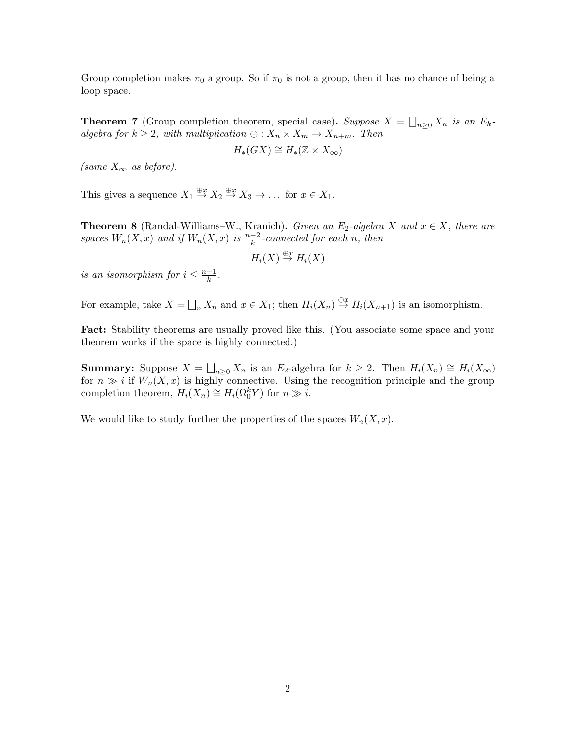Group completion makes $\pi_0$ a group. So if $\pi_0$ is not a group, then it has no chance of being a loop space.

**Theorem 7** (Group completion theorem, special case)**.** *Suppose $X = \bigsqcup_{n\geq 0} X_n$ is an $E_k$-algebra for $k \geq 2$, with multiplication $\oplus : X_n \times X_m \to X_{n+m}$. Then*

$$H_*(GX) \cong H_*(\mathbb{Z} \times X_\infty)$$

*(same $X_\infty$ as before).*

This gives a sequence $X_1 \overset{\oplus x}{\to} X_2 \overset{\oplus x}{\to} X_3 \to \dots$ for $x \in X_1$.

**Theorem 8** (Randal-Williams–W., Kranich)**.** *Given an $E_2$-algebra $X$ and $x \in X$, there are spaces $W_n(X, x)$ and if $W_n(X, x)$ is $\frac{n-2}{k}$-connected for each $n$, then*

$$H_i(X) \overset{\oplus x}{\to} H_i(X)$$

*is an isomorphism for $i \leq \frac{n-1}{k}$.*

For example, take $X = \bigsqcup_n X_n$ and $x \in X_1$; then $H_i(X_n) \overset{\oplus x}{\to} H_i(X_{n+1})$ is an isomorphism.

**Fact:** Stability theorems are usually proved like this. (You associate some space and your theorem works if the space is highly connected.)

**Summary:** Suppose $X = \bigsqcup_{n\geq 0} X_n$ is an $E_2$-algebra for $k \geq 2$. Then $H_i(X_n) \cong H_i(X_\infty)$ for $n \gg i$ if $W_n(X, x)$ is highly connective. Using the recognition principle and the group completion theorem, $H_i(X_n) \cong H_i(\Omega^k_0 Y)$ for $n \gg i$.

We would like to study further the properties of the spaces $W_n(X, x)$.